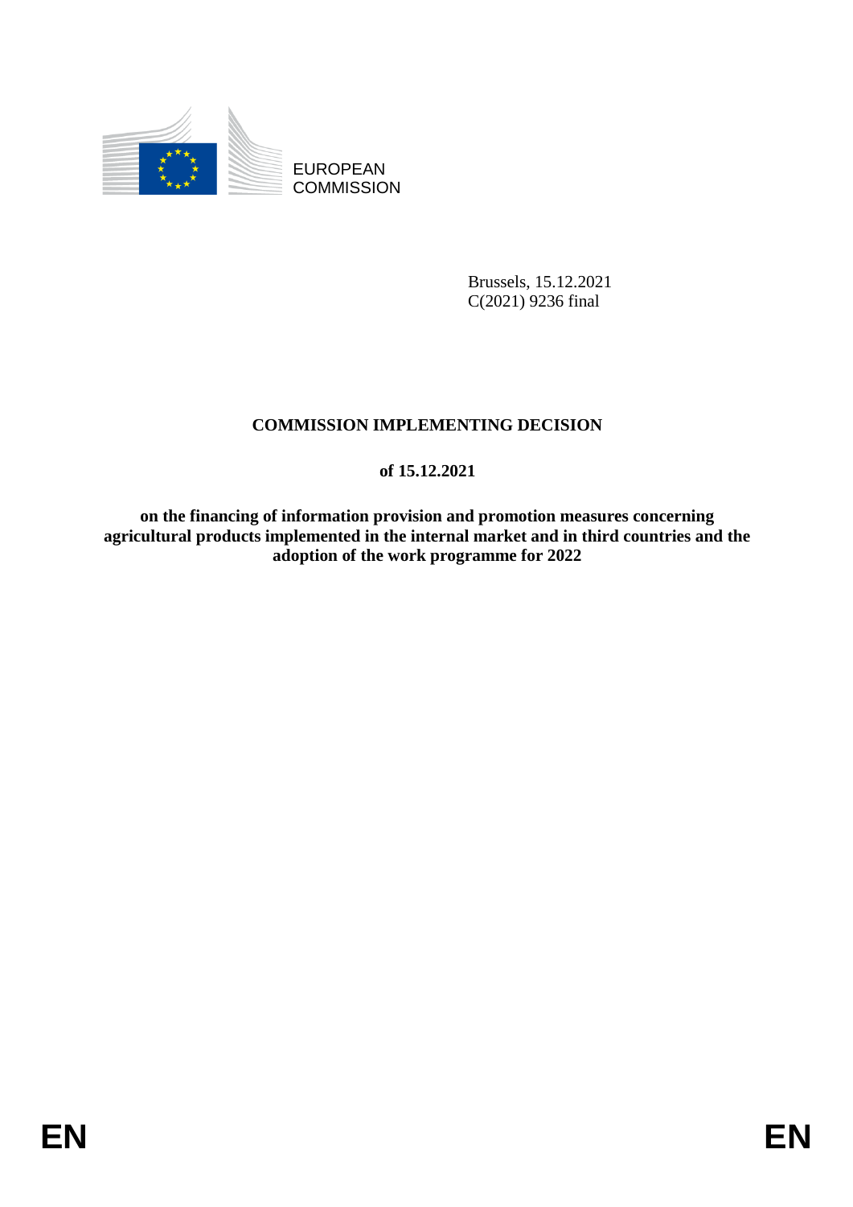EUROPEAN COMMISSION

Brussels, 15.12.2021
C(2021) 9236 final

# COMMISSION IMPLEMENTING DECISION

## of 15.12.2021

## on the financing of information provision and promotion measures concerning agricultural products implemented in the internal market and in third countries and the adoption of the work programme for 2022

EN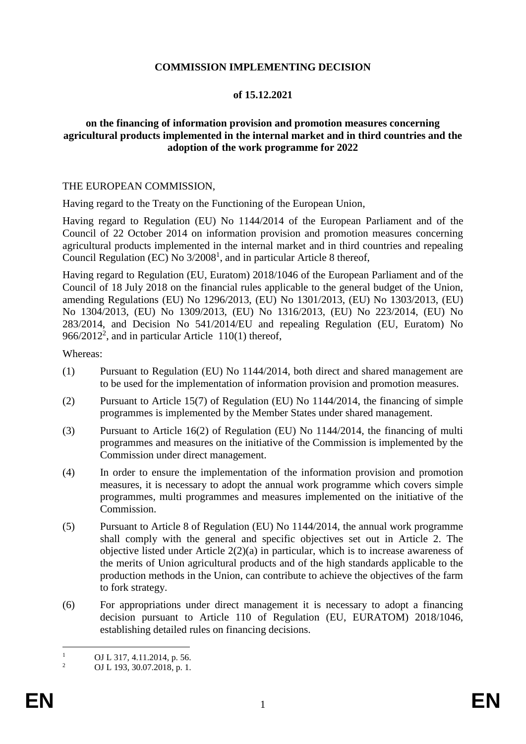**COMMISSION IMPLEMENTING DECISION**

**of 15.12.2021**

**on the financing of information provision and promotion measures concerning agricultural products implemented in the internal market and in third countries and the adoption of the work programme for 2022**

THE EUROPEAN COMMISSION,

Having regard to the Treaty on the Functioning of the European Union,

Having regard to Regulation (EU) No 1144/2014 of the European Parliament and of the Council of 22 October 2014 on information provision and promotion measures concerning agricultural products implemented in the internal market and in third countries and repealing Council Regulation (EC) No 3/2008[1], and in particular Article 8 thereof,

Having regard to Regulation (EU, Euratom) 2018/1046 of the European Parliament and of the Council of 18 July 2018 on the financial rules applicable to the general budget of the Union, amending Regulations (EU) No 1296/2013, (EU) No 1301/2013, (EU) No 1303/2013, (EU) No 1304/2013, (EU) No 1309/2013, (EU) No 1316/2013, (EU) No 223/2014, (EU) No 283/2014, and Decision No 541/2014/EU and repealing Regulation (EU, Euratom) No 966/2012[2], and in particular Article 110(1) thereof,

Whereas:

(1) Pursuant to Regulation (EU) No 1144/2014, both direct and shared management are to be used for the implementation of information provision and promotion measures.

(2) Pursuant to Article 15(7) of Regulation (EU) No 1144/2014, the financing of simple programmes is implemented by the Member States under shared management.

(3) Pursuant to Article 16(2) of Regulation (EU) No 1144/2014, the financing of multi programmes and measures on the initiative of the Commission is implemented by the Commission under direct management.

(4) In order to ensure the implementation of the information provision and promotion measures, it is necessary to adopt the annual work programme which covers simple programmes, multi programmes and measures implemented on the initiative of the Commission.

(5) Pursuant to Article 8 of Regulation (EU) No 1144/2014, the annual work programme shall comply with the general and specific objectives set out in Article 2. The objective listed under Article 2(2)(a) in particular, which is to increase awareness of the merits of Union agricultural products and of the high standards applicable to the production methods in the Union, can contribute to achieve the objectives of the farm to fork strategy.

(6) For appropriations under direct management it is necessary to adopt a financing decision pursuant to Article 110 of Regulation (EU, EURATOM) 2018/1046, establishing detailed rules on financing decisions.

---

[1] OJ L 317, 4.11.2014, p. 56.

[2] OJ L 193, 30.07.2018, p. 1.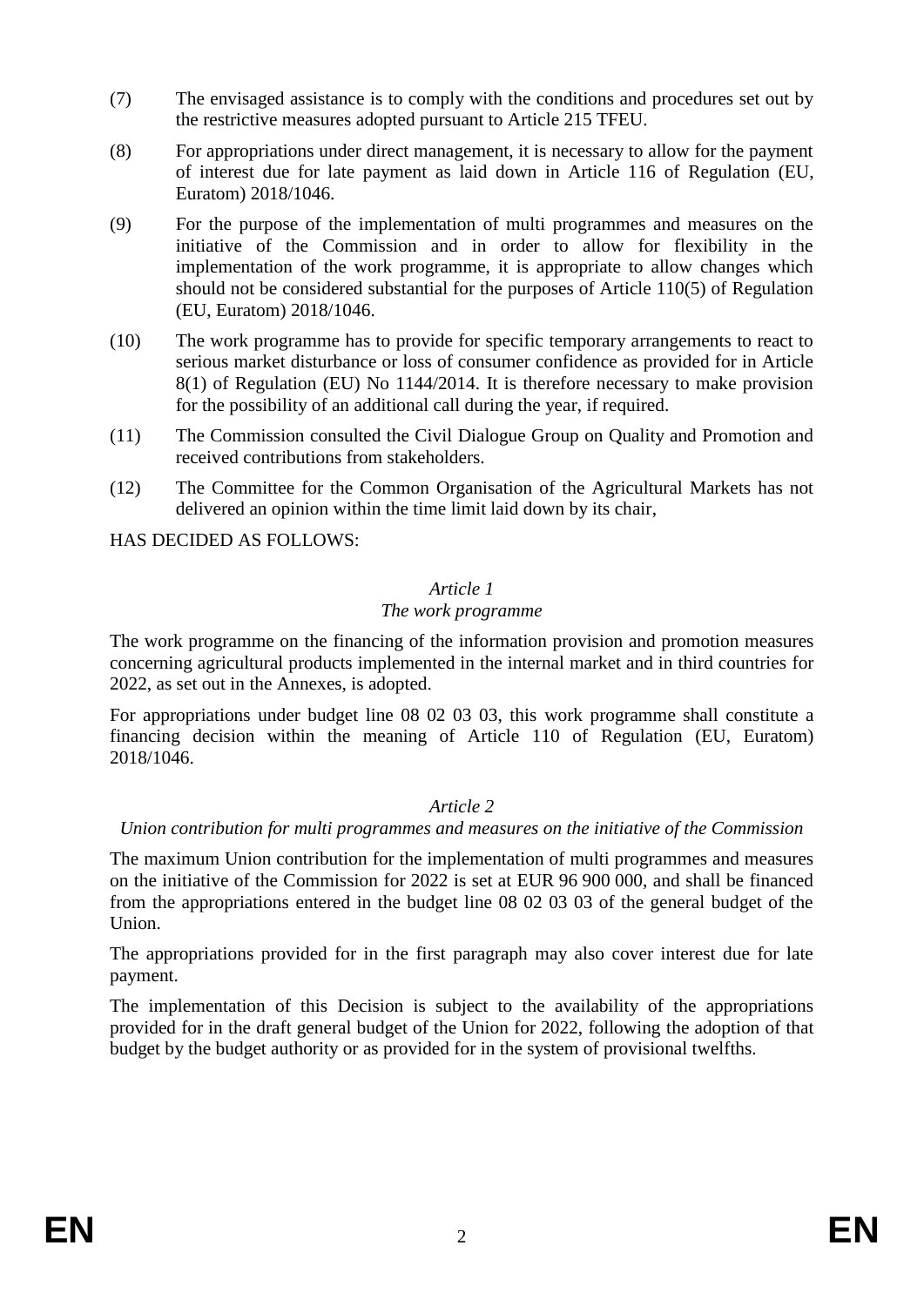(7) The envisaged assistance is to comply with the conditions and procedures set out by the restrictive measures adopted pursuant to Article 215 TFEU.

(8) For appropriations under direct management, it is necessary to allow for the payment of interest due for late payment as laid down in Article 116 of Regulation (EU, Euratom) 2018/1046.

(9) For the purpose of the implementation of multi programmes and measures on the initiative of the Commission and in order to allow for flexibility in the implementation of the work programme, it is appropriate to allow changes which should not be considered substantial for the purposes of Article 110(5) of Regulation (EU, Euratom) 2018/1046.

(10) The work programme has to provide for specific temporary arrangements to react to serious market disturbance or loss of consumer confidence as provided for in Article 8(1) of Regulation (EU) No 1144/2014. It is therefore necessary to make provision for the possibility of an additional call during the year, if required.

(11) The Commission consulted the Civil Dialogue Group on Quality and Promotion and received contributions from stakeholders.

(12) The Committee for the Common Organisation of the Agricultural Markets has not delivered an opinion within the time limit laid down by its chair,

HAS DECIDED AS FOLLOWS:

*Article 1*

*The work programme*

The work programme on the financing of the information provision and promotion measures concerning agricultural products implemented in the internal market and in third countries for 2022, as set out in the Annexes, is adopted.

For appropriations under budget line 08 02 03 03, this work programme shall constitute a financing decision within the meaning of Article 110 of Regulation (EU, Euratom) 2018/1046.

*Article 2*

*Union contribution for multi programmes and measures on the initiative of the Commission*

The maximum Union contribution for the implementation of multi programmes and measures on the initiative of the Commission for 2022 is set at EUR 96 900 000, and shall be financed from the appropriations entered in the budget line 08 02 03 03 of the general budget of the Union.

The appropriations provided for in the first paragraph may also cover interest due for late payment.

The implementation of this Decision is subject to the availability of the appropriations provided for in the draft general budget of the Union for 2022, following the adoption of that budget by the budget authority or as provided for in the system of provisional twelfths.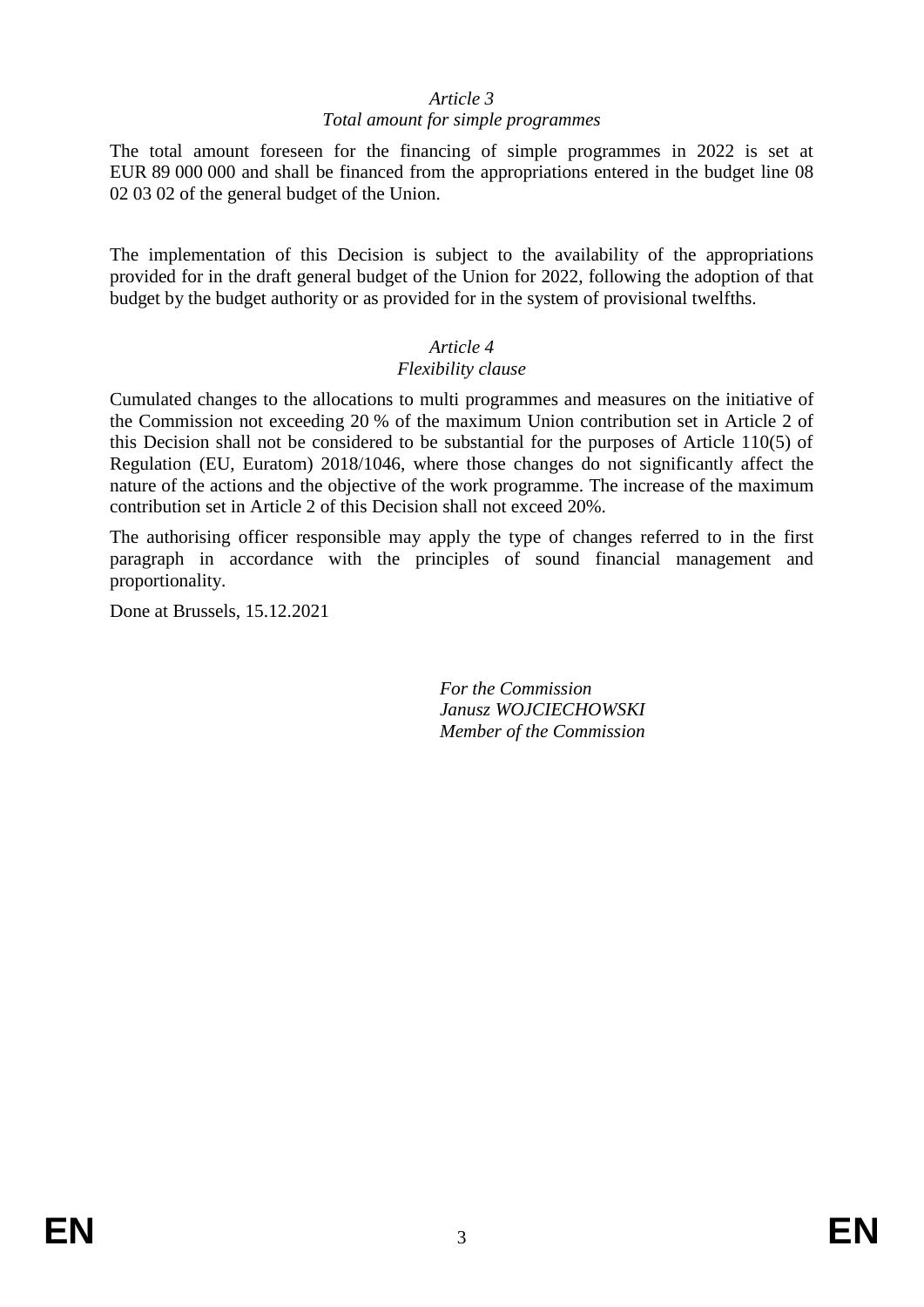*Article 3*
*Total amount for simple programmes*

The total amount foreseen for the financing of simple programmes in 2022 is set at EUR 89 000 000 and shall be financed from the appropriations entered in the budget line 08 02 03 02 of the general budget of the Union.

The implementation of this Decision is subject to the availability of the appropriations provided for in the draft general budget of the Union for 2022, following the adoption of that budget by the budget authority or as provided for in the system of provisional twelfths.

*Article 4*
*Flexibility clause*

Cumulated changes to the allocations to multi programmes and measures on the initiative of the Commission not exceeding 20 % of the maximum Union contribution set in Article 2 of this Decision shall not be considered to be substantial for the purposes of Article 110(5) of Regulation (EU, Euratom) 2018/1046, where those changes do not significantly affect the nature of the actions and the objective of the work programme. The increase of the maximum contribution set in Article 2 of this Decision shall not exceed 20%.

The authorising officer responsible may apply the type of changes referred to in the first paragraph in accordance with the principles of sound financial management and proportionality.

Done at Brussels, 15.12.2021

*For the Commission*
*Janusz WOJCIECHOWSKI*
*Member of the Commission*